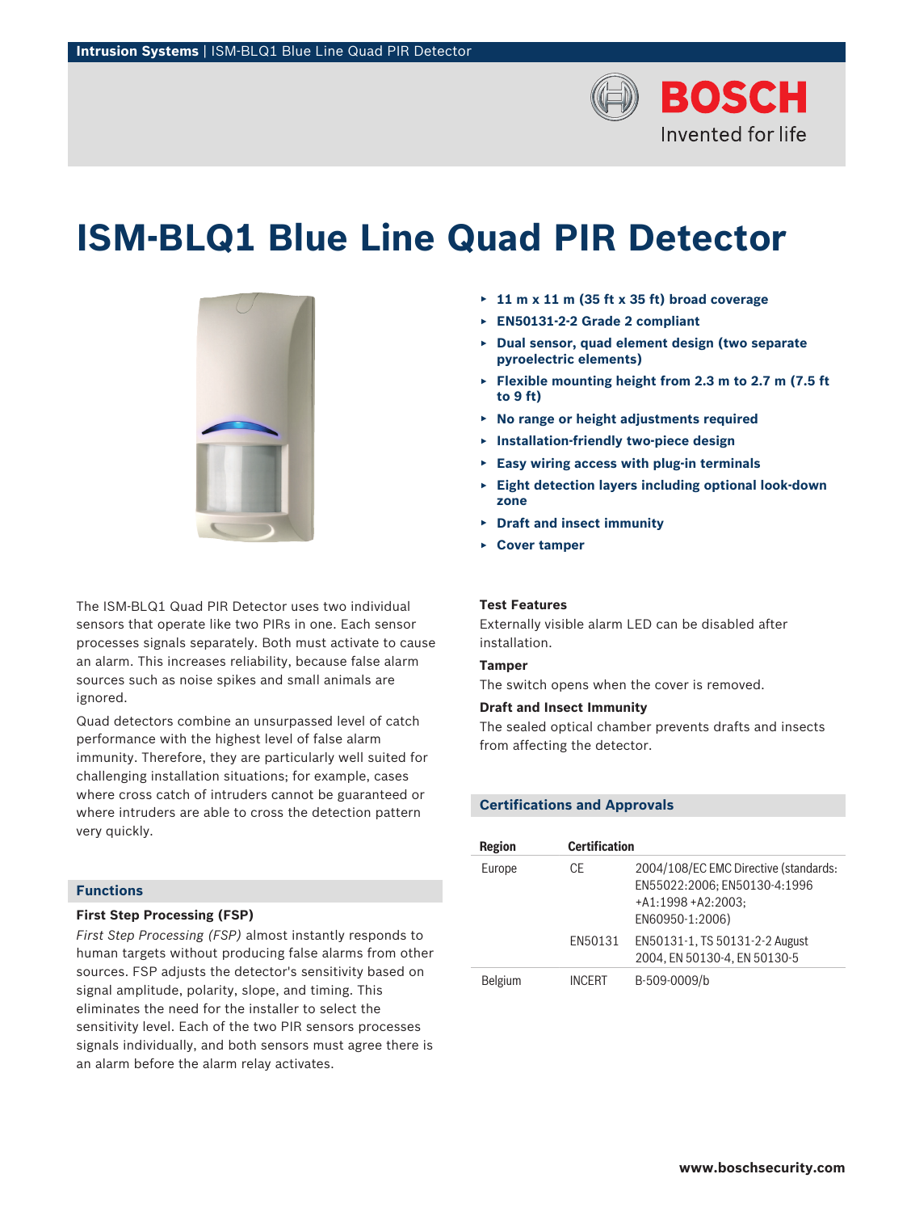# ISM-BLQ1 Blue Line Quad PIR Detector

- **11 m x 11 m (35 ft x 35 ft) broad coverage**
- **EN50131-2-2 Grade 2 compliant**
- **Dual sensor, quad element design (two separate pyroelectric elements)**
- **Flexible mounting height from 2.3 m to 2.7 m (7.5 ft to 9 ft)**
- **No range or height adjustments required**
- **Installation-friendly two-piece design**
- **Easy wiring access with plug-in terminals**
- **Eight detection layers including optional look-down zone**
- **Draft and insect immunity**
- **Cover tamper**

The ISM-BLQ1 Quad PIR Detector uses two individual sensors that operate like two PIRs in one. Each sensor processes signals separately. Both must activate to cause an alarm. This increases reliability, because false alarm sources such as noise spikes and small animals are ignored.

Quad detectors combine an unsurpassed level of catch performance with the highest level of false alarm immunity. Therefore, they are particularly well suited for challenging installation situations; for example, cases where cross catch of intruders cannot be guaranteed or where intruders are able to cross the detection pattern very quickly.

## Functions

### First Step Processing (FSP)

*First Step Processing (FSP)* almost instantly responds to human targets without producing false alarms from other sources. FSP adjusts the detector's sensitivity based on signal amplitude, polarity, slope, and timing. This eliminates the need for the installer to select the sensitivity level. Each of the two PIR sensors processes signals individually, and both sensors must agree there is an alarm before the alarm relay activates.

### Test Features

Externally visible alarm LED can be disabled after installation.

### Tamper

The switch opens when the cover is removed.

### Draft and Insect Immunity

The sealed optical chamber prevents drafts and insects from affecting the detector.

## Certifications and Approvals

| Region | Certification | |
| --- | --- | --- |
| Europe | CE | 2004/108/EC EMC Directive (standards: EN55022:2006; EN50130-4:1996 +A1:1998 +A2:2003; EN60950-1:2006) |
| | EN50131 | EN50131-1, TS 50131-2-2 August 2004, EN 50130-4, EN 50130-5 |
| Belgium | INCERT | B-509-0009/b |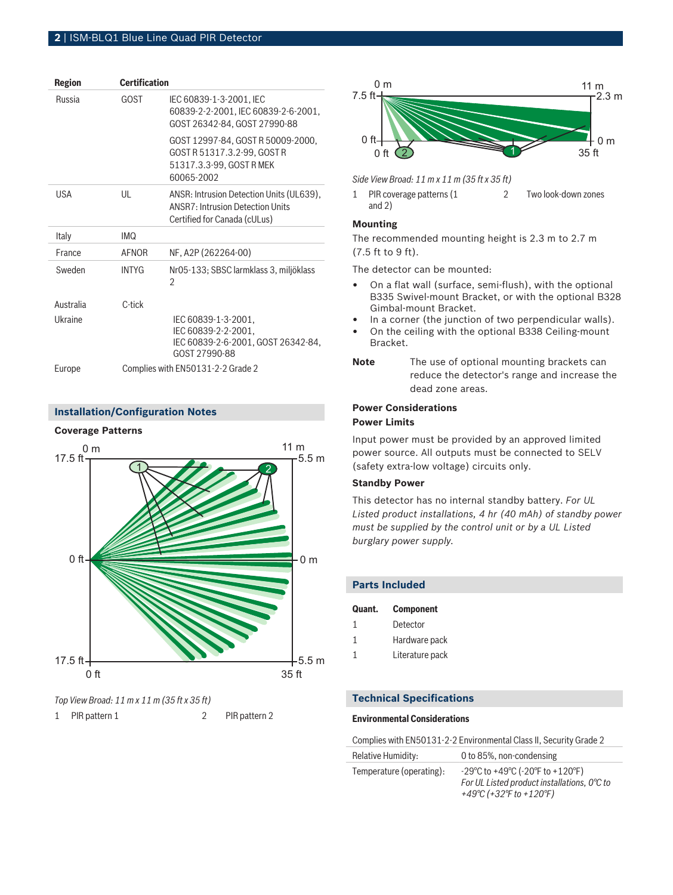| Region | Certification | |
|---|---|---|
| Russia | GOST | IEC 60839-1-3-2001, IEC 60839-2-2-2001, IEC 60839-2-6-2001, GOST 26342-84, GOST 27990-88 |
| | | GOST 12997-84, GOST R 50009-2000, GOST R 51317.3.2-99, GOST R 51317.3.3-99, GOST R MEK 60065-2002 |
| USA | UL | ANSR: Intrusion Detection Units (UL639), ANSR7: Intrusion Detection Units Certified for Canada (cULus) |
| Italy | IMQ | |
| France | AFNOR | NF, A2P (262264-00) |
| Sweden | INTYG | Nr05-133; SBSC larmklass 3, miljöklass 2 |
| Australia | C-tick | |
| Ukraine | | IEC 60839-1-3-2001, IEC 60839-2-2-2001, IEC 60839-2-6-2001, GOST 26342-84, GOST 27990-88 |
| Europe | Complies with EN50131-2-2 Grade 2 | |

## Installation/Configuration Notes

### Coverage Patterns

*Top View Broad: 11 m x 11 m (35 ft x 35 ft)*

1 PIR pattern 1    2 PIR pattern 2

*Side View Broad: 11 m x 11 m (35 ft x 35 ft)*

1 PIR coverage patterns (1 and 2)    2 Two look-down zones

### Mounting

The recommended mounting height is 2.3 m to 2.7 m (7.5 ft to 9 ft).

The detector can be mounted:

- On a flat wall (surface, semi-flush), with the optional B335 Swivel-mount Bracket, or with the optional B328 Gimbal-mount Bracket.
- In a corner (the junction of two perpendicular walls).
- On the ceiling with the optional B338 Ceiling-mount Bracket.

**Note** The use of optional mounting brackets can reduce the detector's range and increase the dead zone areas.

### Power Considerations

#### Power Limits

Input power must be provided by an approved limited power source. All outputs must be connected to SELV (safety extra-low voltage) circuits only.

#### Standby Power

This detector has no internal standby battery. *For UL Listed product installations, 4 hr (40 mAh) of standby power must be supplied by the control unit or by a UL Listed burglary power supply.*

## Parts Included

| Quant. | Component |
|---|---|
| 1 | Detector |
| 1 | Hardware pack |
| 1 | Literature pack |

## Technical Specifications

### Environmental Considerations

| Complies with EN50131-2-2 Environmental Class II, Security Grade 2 | |
|---|---|
| Relative Humidity: | 0 to 85%, non-condensing |
| Temperature (operating): | -29°C to +49°C (-20°F to +120°F) *For UL Listed product installations, 0°C to +49°C (+32°F to +120°F)* |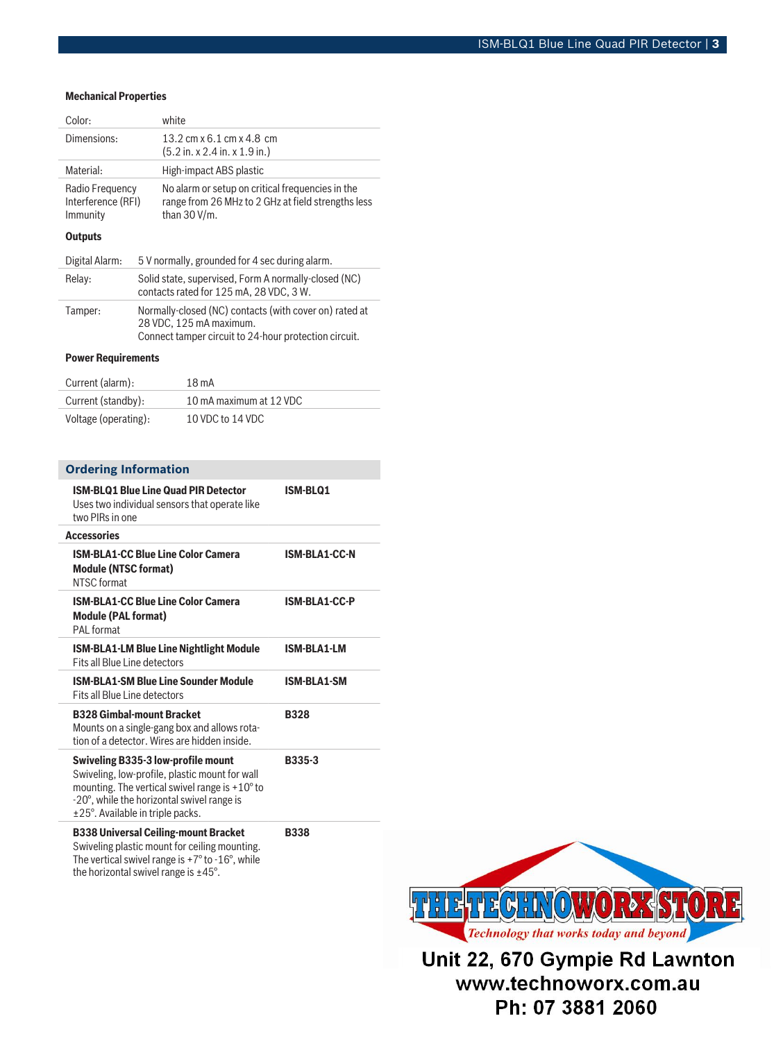### Mechanical Properties

| | |
|---|---|
| Color: | white |
| Dimensions: | 13.2 cm x 6.1 cm x 4.8 cm (5.2 in. x 2.4 in. x 1.9 in.) |
| Material: | High-impact ABS plastic |
| Radio Frequency Interference (RFI) Immunity | No alarm or setup on critical frequencies in the range from 26 MHz to 2 GHz at field strengths less than 30 V/m. |

### Outputs

| | |
|---|---|
| Digital Alarm: | 5 V normally, grounded for 4 sec during alarm. |
| Relay: | Solid state, supervised, Form A normally-closed (NC) contacts rated for 125 mA, 28 VDC, 3 W. |
| Tamper: | Normally-closed (NC) contacts (with cover on) rated at 28 VDC, 125 mA maximum. Connect tamper circuit to 24-hour protection circuit. |

### Power Requirements

| | |
|---|---|
| Current (alarm): | 18 mA |
| Current (standby): | 10 mA maximum at 12 VDC |
| Voltage (operating): | 10 VDC to 14 VDC |

## Ordering Information

| | |
|---|---|
| **ISM-BLQ1 Blue Line Quad PIR Detector** Uses two individual sensors that operate like two PIRs in one | **ISM-BLQ1** |
| **Accessories** | |
| **ISM-BLA1-CC Blue Line Color Camera Module (NTSC format)** NTSC format | **ISM-BLA1-CC-N** |
| **ISM-BLA1-CC Blue Line Color Camera Module (PAL format)** PAL format | **ISM-BLA1-CC-P** |
| **ISM-BLA1-LM Blue Line Nightlight Module** Fits all Blue Line detectors | **ISM-BLA1-LM** |
| **ISM-BLA1-SM Blue Line Sounder Module** Fits all Blue Line detectors | **ISM-BLA1-SM** |
| **B328 Gimbal-mount Bracket** Mounts on a single-gang box and allows rotation of a detector. Wires are hidden inside. | **B328** |
| **Swiveling B335-3 low-profile mount** Swiveling, low-profile, plastic mount for wall mounting. The vertical swivel range is +10° to -20°, while the horizontal swivel range is ±25°. Available in triple packs. | **B335-3** |
| **B338 Universal Ceiling-mount Bracket** Swiveling plastic mount for ceiling mounting. The vertical swivel range is +7° to -16°, while the horizontal swivel range is ±45°. | **B338** |

THE TECHNOWORX STORE
*Technology that works today and beyond*

Unit 22, 670 Gympie Rd Lawnton
www.technoworx.com.au
Ph: 07 3881 2060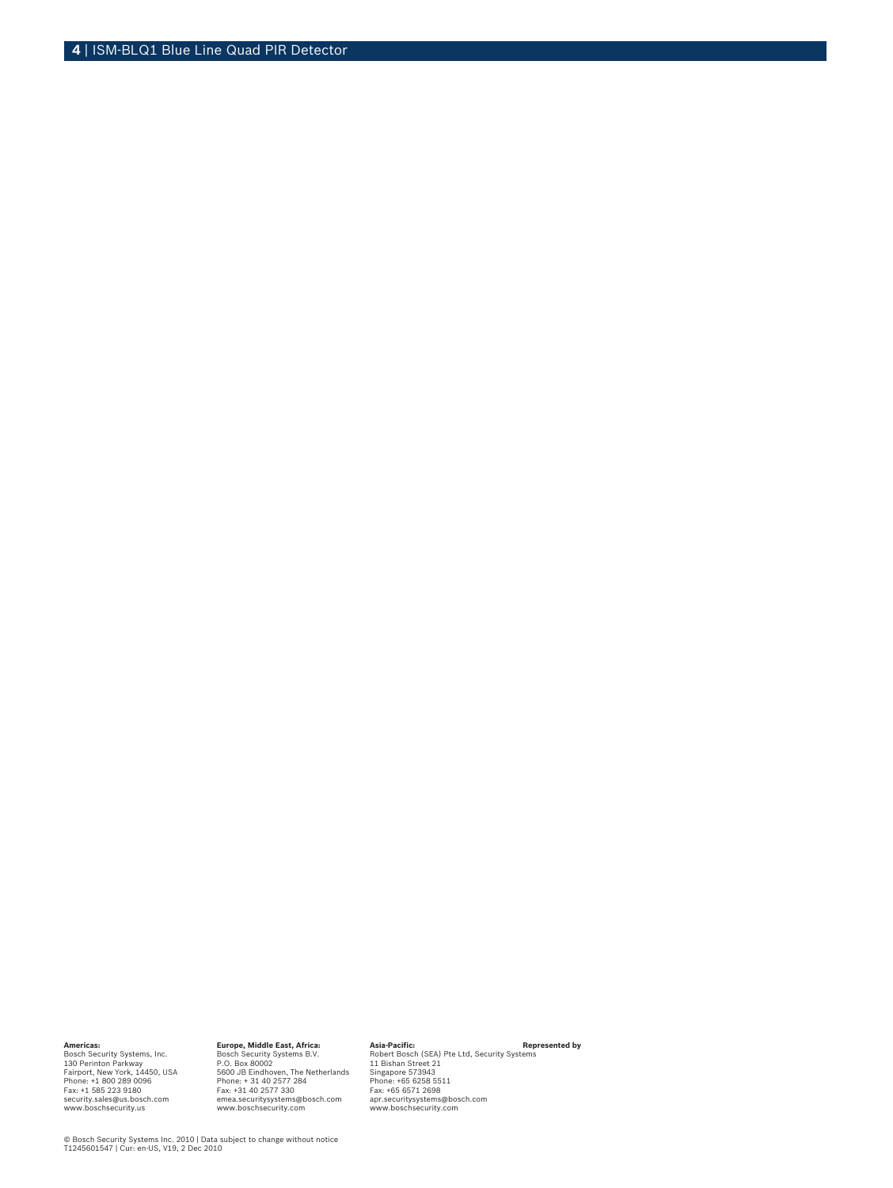**Americas:**
Bosch Security Systems, Inc.
130 Perinton Parkway
Fairport, New York, 14450, USA
Phone: +1 800 289 0096
Fax: +1 585 223 9180
security.sales@us.bosch.com
www.boschsecurity.us

**Europe, Middle East, Africa:**
Bosch Security Systems B.V.
P.O. Box 80002
5600 JB Eindhoven, The Netherlands
Phone: + 31 40 2577 284
Fax: +31 40 2577 330
emea.securitysystems@bosch.com
www.boschsecurity.com

**Asia-Pacific:**
Robert Bosch (SEA) Pte Ltd, Security Systems
11 Bishan Street 21
Singapore 573943
Phone: +65 6258 5511
Fax: +65 6571 2698
apr.securitysystems@bosch.com
www.boschsecurity.com

**Represented by**

© Bosch Security Systems Inc. 2010 | Data subject to change without notice
T1245601547 | Cur: en-US, V19, 2 Dec 2010